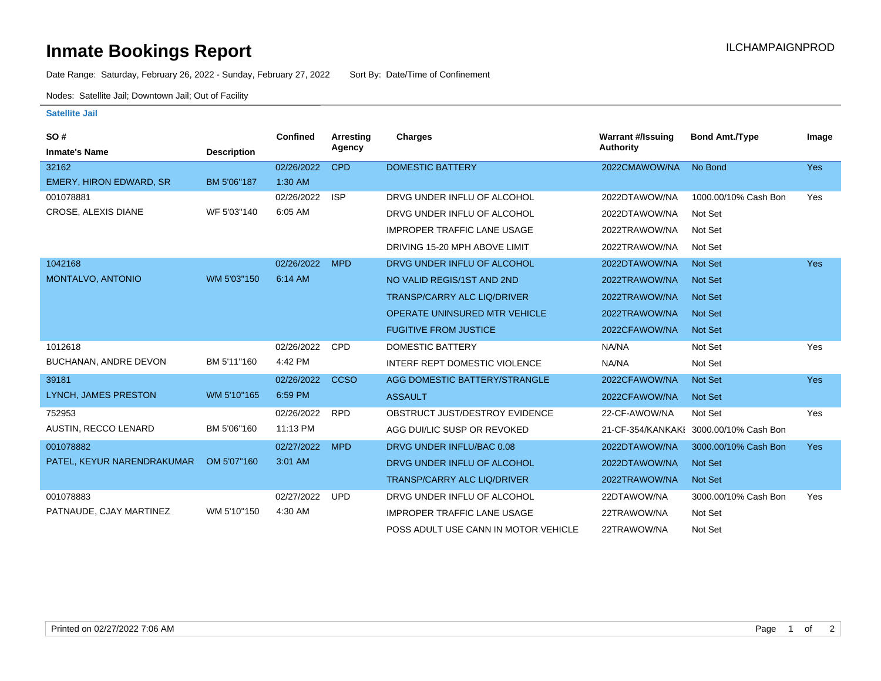# Inmate Bookings Report

ILCHAMPAIGNPROD

Date Range: Saturday, February 26, 2022 - Sunday, February 27, 2022    Sort By: Date/Time of Confinement

Nodes: Satellite Jail; Downtown Jail; Out of Facility

### Satellite Jail

| SO # / Inmate's Name | Description | Confined | Arresting Agency | Charges | Warrant #/Issuing Authority | Bond Amt./Type | Image |
|---|---|---|---|---|---|---|---|
| 32162 EMERY, HIRON EDWARD, SR | BM 5'06"187 | 02/26/2022 1:30 AM | CPD | DOMESTIC BATTERY | 2022CMAWOW/NA | No Bond | Yes |
| 001078881 CROSE, ALEXIS DIANE | WF 5'03"140 | 02/26/2022 6:05 AM | ISP | DRVG UNDER INFLU OF ALCOHOL | 2022DTAWOW/NA | 1000.00/10% Cash Bon | Yes |
| | | | | DRVG UNDER INFLU OF ALCOHOL | 2022DTAWOW/NA | Not Set | |
| | | | | IMPROPER TRAFFIC LANE USAGE | 2022TRAWOW/NA | Not Set | |
| | | | | DRIVING 15-20 MPH ABOVE LIMIT | 2022TRAWOW/NA | Not Set | |
| 1042168 MONTALVO, ANTONIO | WM 5'03"150 | 02/26/2022 6:14 AM | MPD | DRVG UNDER INFLU OF ALCOHOL | 2022DTAWOW/NA | Not Set | Yes |
| | | | | NO VALID REGIS/1ST AND 2ND | 2022TRAWOW/NA | Not Set | |
| | | | | TRANSP/CARRY ALC LIQ/DRIVER | 2022TRAWOW/NA | Not Set | |
| | | | | OPERATE UNINSURED MTR VEHICLE | 2022TRAWOW/NA | Not Set | |
| | | | | FUGITIVE FROM JUSTICE | 2022CFAWOW/NA | Not Set | |
| 1012618 BUCHANAN, ANDRE DEVON | BM 5'11"160 | 02/26/2022 4:42 PM | CPD | DOMESTIC BATTERY | NA/NA | Not Set | Yes |
| | | | | INTERF REPT DOMESTIC VIOLENCE | NA/NA | Not Set | |
| 39181 LYNCH, JAMES PRESTON | WM 5'10"165 | 02/26/2022 6:59 PM | CCSO | AGG DOMESTIC BATTERY/STRANGLE | 2022CFAWOW/NA | Not Set | Yes |
| | | | | ASSAULT | 2022CFAWOW/NA | Not Set | |
| 752953 AUSTIN, RECCO LENARD | BM 5'06"160 | 02/26/2022 11:13 PM | RPD | OBSTRUCT JUST/DESTROY EVIDENCE | 22-CF-AWOW/NA | Not Set | Yes |
| | | | | AGG DUI/LIC SUSP OR REVOKED | 21-CF-354/KANKAKI | 3000.00/10% Cash Bon | |
| 001078882 PATEL, KEYUR NARENDRAKUMAR | OM 5'07"160 | 02/27/2022 3:01 AM | MPD | DRVG UNDER INFLU/BAC 0.08 | 2022DTAWOW/NA | 3000.00/10% Cash Bon | Yes |
| | | | | DRVG UNDER INFLU OF ALCOHOL | 2022DTAWOW/NA | Not Set | |
| | | | | TRANSP/CARRY ALC LIQ/DRIVER | 2022TRAWOW/NA | Not Set | |
| 001078883 PATNAUDE, CJAY MARTINEZ | WM 5'10"150 | 02/27/2022 4:30 AM | UPD | DRVG UNDER INFLU OF ALCOHOL | 22DTAWOW/NA | 3000.00/10% Cash Bon | Yes |
| | | | | IMPROPER TRAFFIC LANE USAGE | 22TRAWOW/NA | Not Set | |
| | | | | POSS ADULT USE CANN IN MOTOR VEHICLE | 22TRAWOW/NA | Not Set | |

Printed on 02/27/2022 7:06 AM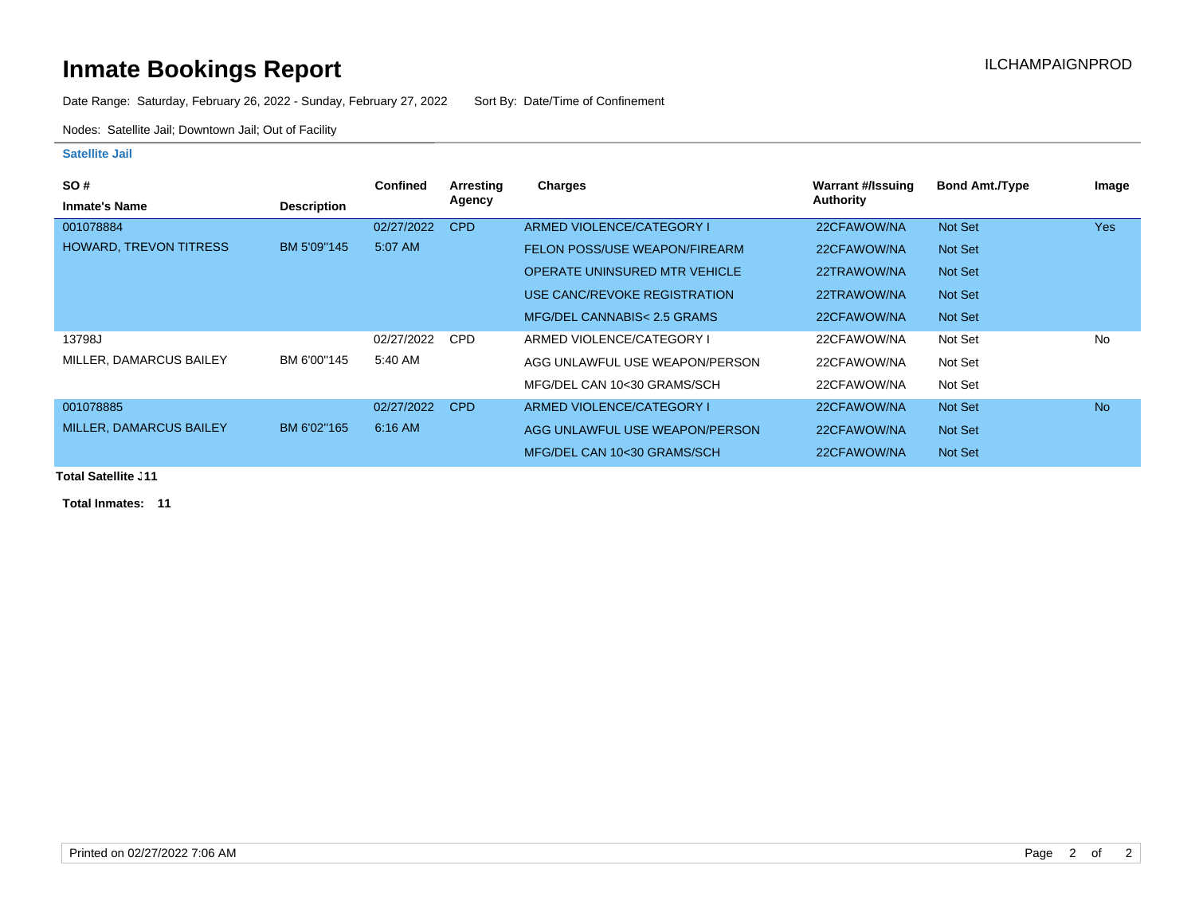# Inmate Bookings Report

ILCHAMPAIGNPROD

Date Range: Saturday, February 26, 2022 - Sunday, February 27, 2022    Sort By: Date/Time of Confinement

Nodes: Satellite Jail; Downtown Jail; Out of Facility

### Satellite Jail

| SO # / Inmate's Name | Description | Confined | Arresting Agency | Charges | Warrant #/Issuing Authority | Bond Amt./Type | Image |
|---|---|---|---|---|---|---|---|
| 001078884 | | 02/27/2022 | CPD | ARMED VIOLENCE/CATEGORY I | 22CFAWOW/NA | Not Set | Yes |
| HOWARD, TREVON TITRESS | BM 5'09"145 | 5:07 AM | | FELON POSS/USE WEAPON/FIREARM | 22CFAWOW/NA | Not Set | |
| | | | | OPERATE UNINSURED MTR VEHICLE | 22TRAWOW/NA | Not Set | |
| | | | | USE CANC/REVOKE REGISTRATION | 22TRAWOW/NA | Not Set | |
| | | | | MFG/DEL CANNABIS< 2.5 GRAMS | 22CFAWOW/NA | Not Set | |
| 13798J | | 02/27/2022 | CPD | ARMED VIOLENCE/CATEGORY I | 22CFAWOW/NA | Not Set | No |
| MILLER, DAMARCUS BAILEY | BM 6'00"145 | 5:40 AM | | AGG UNLAWFUL USE WEAPON/PERSON | 22CFAWOW/NA | Not Set | |
| | | | | MFG/DEL CAN 10<30 GRAMS/SCH | 22CFAWOW/NA | Not Set | |
| 001078885 | | 02/27/2022 | CPD | ARMED VIOLENCE/CATEGORY I | 22CFAWOW/NA | Not Set | No |
| MILLER, DAMARCUS BAILEY | BM 6'02"165 | 6:16 AM | | AGG UNLAWFUL USE WEAPON/PERSON | 22CFAWOW/NA | Not Set | |
| | | | | MFG/DEL CAN 10<30 GRAMS/SCH | 22CFAWOW/NA | Not Set | |

**Total Satellite J 11**

**Total Inmates: 11**

Printed on 02/27/2022 7:06 AM